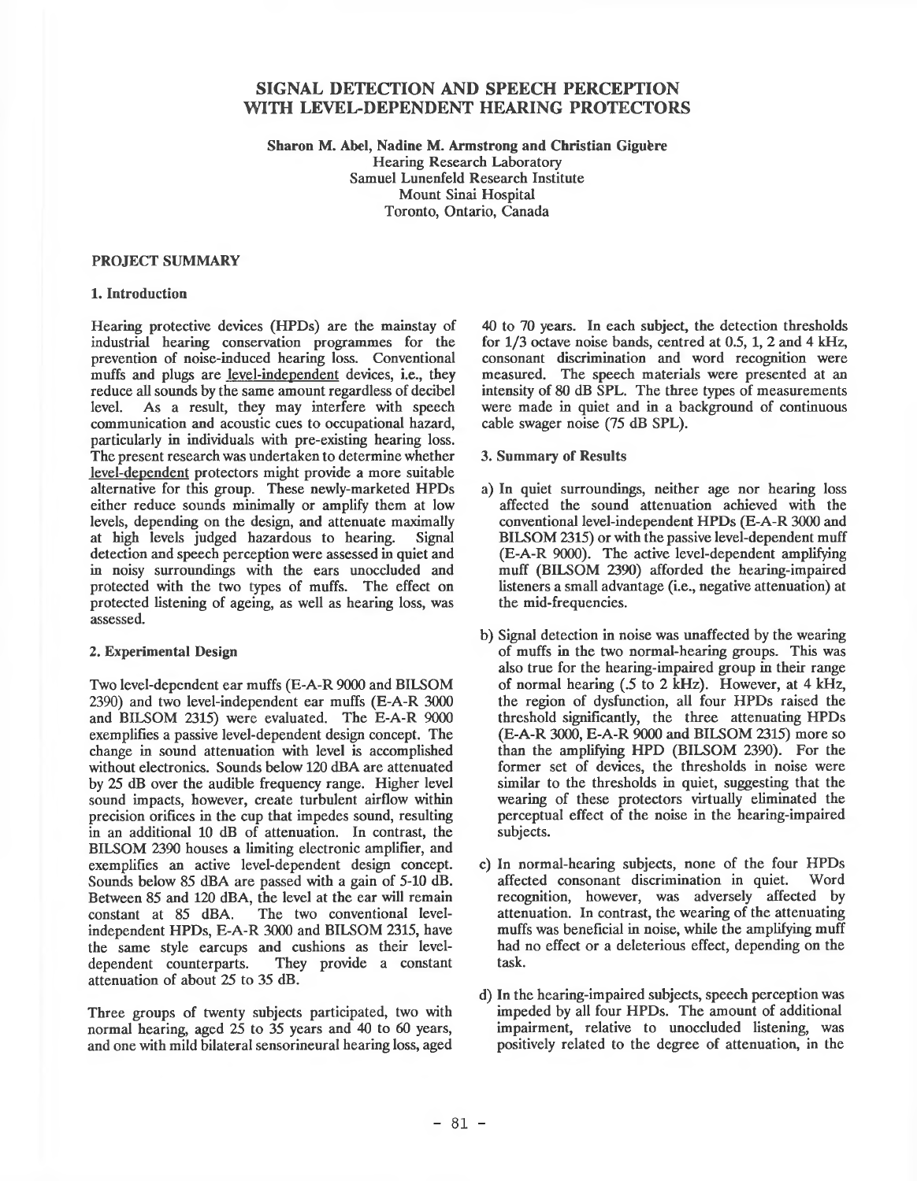# SIGNAL DETECTION AND SPEECH PERCEPTION WITH LEVEL-DEPENDENT HEARING PROTECTORS

**Sharon M. Abel, Nadine M. Armstrong and Christian Giguère**
Hearing Research Laboratory
Samuel Lunenfeld Research Institute
Mount Sinai Hospital
Toronto, Ontario, Canada

## PROJECT SUMMARY

### 1. Introduction

Hearing protective devices (HPDs) are the mainstay of industrial hearing conservation programmes for the prevention of noise-induced hearing loss. Conventional muffs and plugs are level-independent devices, i.e., they reduce all sounds by the same amount regardless of decibel level. As a result, they may interfere with speech communication and acoustic cues to occupational hazard, particularly in individuals with pre-existing hearing loss. The present research was undertaken to determine whether level-dependent protectors might provide a more suitable alternative for this group. These newly-marketed HPDs either reduce sounds minimally or amplify them at low levels, depending on the design, and attenuate maximally at high levels judged hazardous to hearing. Signal detection and speech perception were assessed in quiet and in noisy surroundings with the ears unoccluded and protected with the two types of muffs. The effect on protected listening of ageing, as well as hearing loss, was assessed.

### 2. Experimental Design

Two level-dependent ear muffs (E-A-R 9000 and BILSOM 2390) and two level-independent ear muffs (E-A-R 3000 and BILSOM 2315) were evaluated. The E-A-R 9000 exemplifies a passive level-dependent design concept. The change in sound attenuation with level is accomplished without electronics. Sounds below 120 dBA are attenuated by 25 dB over the audible frequency range. Higher level sound impacts, however, create turbulent airflow within precision orifices in the cup that impedes sound, resulting in an additional 10 dB of attenuation. In contrast, the BILSOM 2390 houses a limiting electronic amplifier, and exemplifies an active level-dependent design concept. Sounds below 85 dBA are passed with a gain of 5-10 dB. Between 85 and 120 dBA, the level at the ear will remain constant at 85 dBA. The two conventional level-independent HPDs, E-A-R 3000 and BILSOM 2315, have the same style earcups and cushions as their level-dependent counterparts. They provide a constant attenuation of about 25 to 35 dB.

Three groups of twenty subjects participated, two with normal hearing, aged 25 to 35 years and 40 to 60 years, and one with mild bilateral sensorineural hearing loss, aged 40 to 70 years. In each subject, the detection thresholds for 1/3 octave noise bands, centred at 0.5, 1, 2 and 4 kHz, consonant discrimination and word recognition were measured. The speech materials were presented at an intensity of 80 dB SPL. The three types of measurements were made in quiet and in a background of continuous cable swager noise (75 dB SPL).

### 3. Summary of Results

a) In quiet surroundings, neither age nor hearing loss affected the sound attenuation achieved with the conventional level-independent HPDs (E-A-R 3000 and BILSOM 2315) or with the passive level-dependent muff (E-A-R 9000). The active level-dependent amplifying muff (BILSOM 2390) afforded the hearing-impaired listeners a small advantage (i.e., negative attenuation) at the mid-frequencies.

b) Signal detection in noise was unaffected by the wearing of muffs in the two normal-hearing groups. This was also true for the hearing-impaired group in their range of normal hearing (.5 to 2 kHz). However, at 4 kHz, the region of dysfunction, all four HPDs raised the threshold significantly, the three attenuating HPDs (E-A-R 3000, E-A-R 9000 and BILSOM 2315) more so than the amplifying HPD (BILSOM 2390). For the former set of devices, the thresholds in noise were similar to the thresholds in quiet, suggesting that the wearing of these protectors virtually eliminated the perceptual effect of the noise in the hearing-impaired subjects.

c) In normal-hearing subjects, none of the four HPDs affected consonant discrimination in quiet. Word recognition, however, was adversely affected by attenuation. In contrast, the wearing of the attenuating muffs was beneficial in noise, while the amplifying muff had no effect or a deleterious effect, depending on the task.

d) In the hearing-impaired subjects, speech perception was impeded by all four HPDs. The amount of additional impairment, relative to unoccluded listening, was positively related to the degree of attenuation, in the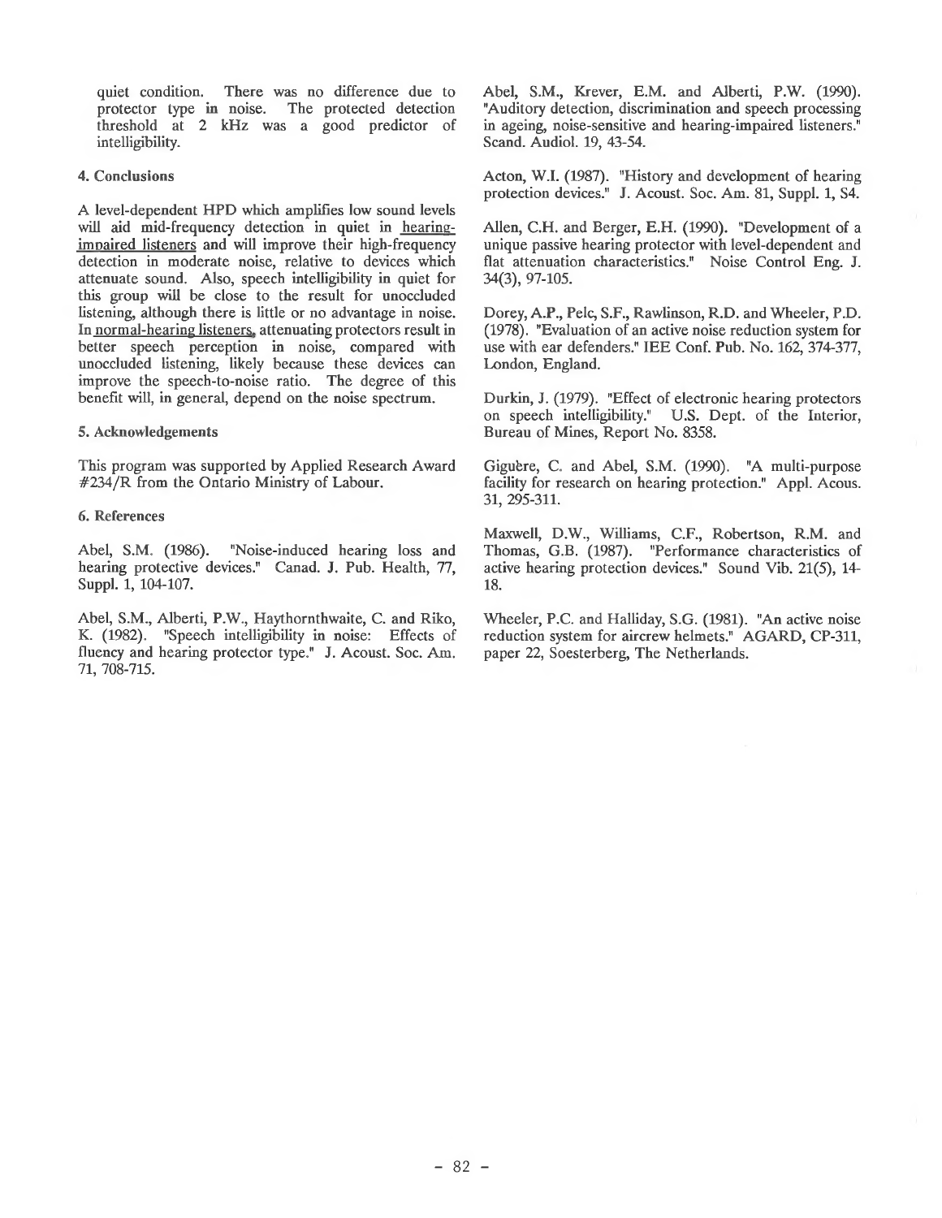quiet condition. There was no difference due to protector type in noise. The protected detection threshold at 2 kHz was a good predictor of intelligibility.

### 4. Conclusions

A level-dependent HPD which amplifies low sound levels will aid mid-frequency detection in quiet in hearing-impaired listeners and will improve their high-frequency detection in moderate noise, relative to devices which attenuate sound. Also, speech intelligibility in quiet for this group will be close to the result for unoccluded listening, although there is little or no advantage in noise. In normal-hearing listeners, attenuating protectors result in better speech perception in noise, compared with unoccluded listening, likely because these devices can improve the speech-to-noise ratio. The degree of this benefit will, in general, depend on the noise spectrum.

### 5. Acknowledgements

This program was supported by Applied Research Award #234/R from the Ontario Ministry of Labour.

### 6. References

Abel, S.M. (1986). "Noise-induced hearing loss and hearing protective devices." Canad. J. Pub. Health, 77, Suppl. 1, 104-107.

Abel, S.M., Alberti, P.W., Haythornthwaite, C. and Riko, K. (1982). "Speech intelligibility in noise: Effects of fluency and hearing protector type." J. Acoust. Soc. Am. 71, 708-715.

Abel, S.M., Krever, E.M. and Alberti, P.W. (1990). "Auditory detection, discrimination and speech processing in ageing, noise-sensitive and hearing-impaired listeners." Scand. Audiol. 19, 43-54.

Acton, W.I. (1987). "History and development of hearing protection devices." J. Acoust. Soc. Am. 81, Suppl. 1, S4.

Allen, C.H. and Berger, E.H. (1990). "Development of a unique passive hearing protector with level-dependent and flat attenuation characteristics." Noise Control Eng. J. 34(3), 97-105.

Dorey, A.P., Pelc, S.F., Rawlinson, R.D. and Wheeler, P.D. (1978). "Evaluation of an active noise reduction system for use with ear defenders." IEE Conf. Pub. No. 162, 374-377, London, England.

Durkin, J. (1979). "Effect of electronic hearing protectors on speech intelligibility." U.S. Dept. of the Interior, Bureau of Mines, Report No. 8358.

Giguère, C. and Abel, S.M. (1990). "A multi-purpose facility for research on hearing protection." Appl. Acous. 31, 295-311.

Maxwell, D.W., Williams, C.F., Robertson, R.M. and Thomas, G.B. (1987). "Performance characteristics of active hearing protection devices." Sound Vib. 21(5), 14-18.

Wheeler, P.C. and Halliday, S.G. (1981). "An active noise reduction system for aircrew helmets." AGARD, CP-311, paper 22, Soesterberg, The Netherlands.